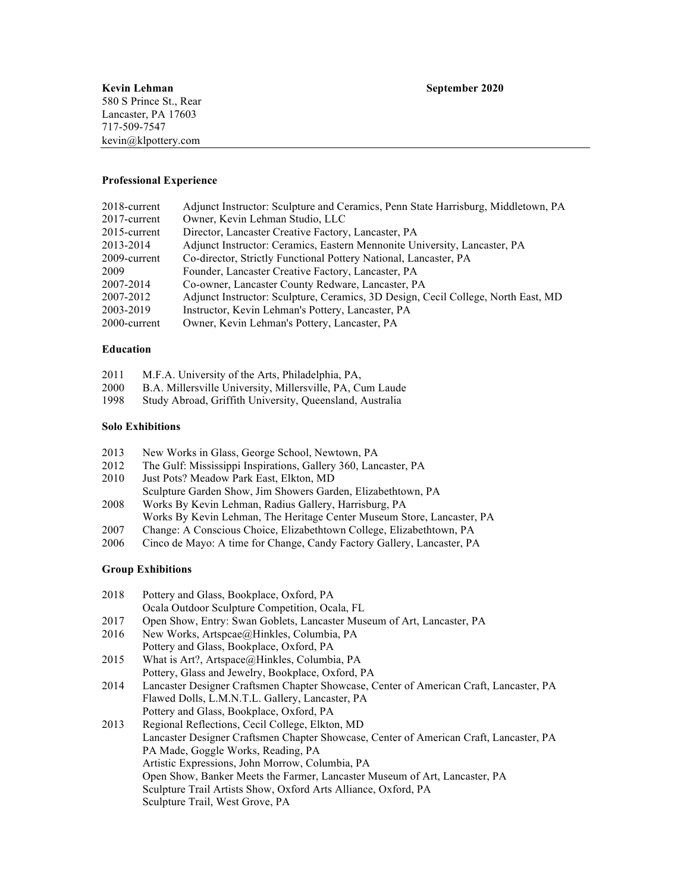**Kevin Lehman** **September 2020**

580 S Prince St., Rear
Lancaster, PA 17603
717-509-7547
kevin@klpottery.com

---

### Professional Experience

| | |
|---|---|
| 2018-current | Adjunct Instructor: Sculpture and Ceramics, Penn State Harrisburg, Middletown, PA |
| 2017-current | Owner, Kevin Lehman Studio, LLC |
| 2015-current | Director, Lancaster Creative Factory, Lancaster, PA |
| 2013-2014 | Adjunct Instructor: Ceramics, Eastern Mennonite University, Lancaster, PA |
| 2009-current | Co-director, Strictly Functional Pottery National, Lancaster, PA |
| 2009 | Founder, Lancaster Creative Factory, Lancaster, PA |
| 2007-2014 | Co-owner, Lancaster County Redware, Lancaster, PA |
| 2007-2012 | Adjunct Instructor: Sculpture, Ceramics, 3D Design, Cecil College, North East, MD |
| 2003-2019 | Instructor, Kevin Lehman's Pottery, Lancaster, PA |
| 2000-current | Owner, Kevin Lehman's Pottery, Lancaster, PA |

### Education

| | |
|---|---|
| 2011 | M.F.A. University of the Arts, Philadelphia, PA, |
| 2000 | B.A. Millersville University, Millersville, PA, Cum Laude |
| 1998 | Study Abroad, Griffith University, Queensland, Australia |

### Solo Exhibitions

| | |
|---|---|
| 2013 | New Works in Glass, George School, Newtown, PA |
| 2012 | The Gulf: Mississippi Inspirations, Gallery 360, Lancaster, PA |
| 2010 | Just Pots? Meadow Park East, Elkton, MD |
| | Sculpture Garden Show, Jim Showers Garden, Elizabethtown, PA |
| 2008 | Works By Kevin Lehman, Radius Gallery, Harrisburg, PA |
| | Works By Kevin Lehman, The Heritage Center Museum Store, Lancaster, PA |
| 2007 | Change: A Conscious Choice, Elizabethtown College, Elizabethtown, PA |
| 2006 | Cinco de Mayo: A time for Change, Candy Factory Gallery, Lancaster, PA |

### Group Exhibitions

| | |
|---|---|
| 2018 | Pottery and Glass, Bookplace, Oxford, PA |
| | Ocala Outdoor Sculpture Competition, Ocala, FL |
| 2017 | Open Show, Entry: Swan Goblets, Lancaster Museum of Art, Lancaster, PA |
| 2016 | New Works, Artspcae@Hinkles, Columbia, PA |
| | Pottery and Glass, Bookplace, Oxford, PA |
| 2015 | What is Art?, Artspace@Hinkles, Columbia, PA |
| | Pottery, Glass and Jewelry, Bookplace, Oxford, PA |
| 2014 | Lancaster Designer Craftsmen Chapter Showcase, Center of American Craft, Lancaster, PA |
| | Flawed Dolls, L.M.N.T.L. Gallery, Lancaster, PA |
| | Pottery and Glass, Bookplace, Oxford, PA |
| 2013 | Regional Reflections, Cecil College, Elkton, MD |
| | Lancaster Designer Craftsmen Chapter Showcase, Center of American Craft, Lancaster, PA |
| | PA Made, Goggle Works, Reading, PA |
| | Artistic Expressions, John Morrow, Columbia, PA |
| | Open Show, Banker Meets the Farmer, Lancaster Museum of Art, Lancaster, PA |
| | Sculpture Trail Artists Show, Oxford Arts Alliance, Oxford, PA |
| | Sculpture Trail, West Grove, PA |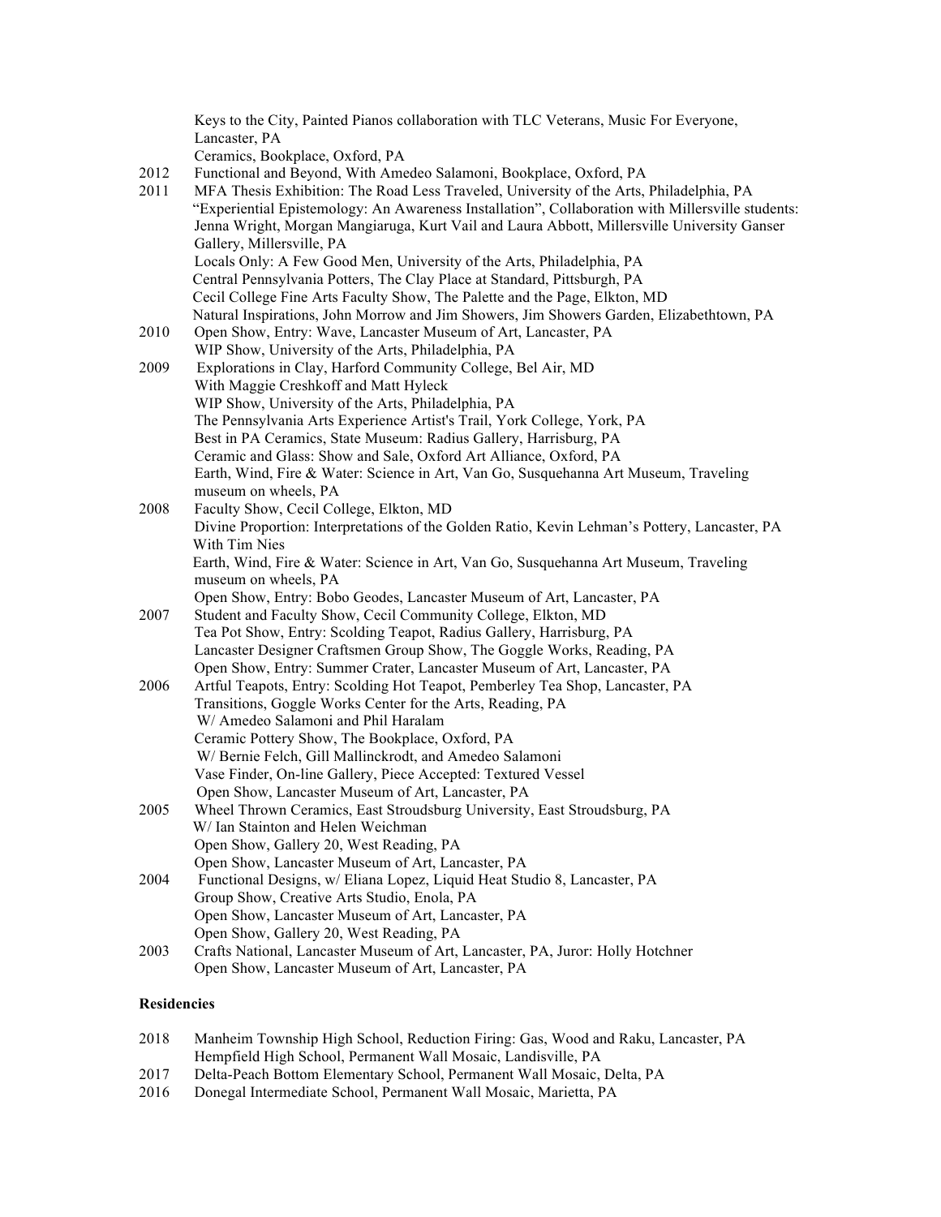Keys to the City, Painted Pianos collaboration with TLC Veterans, Music For Everyone, Lancaster, PA
Ceramics, Bookplace, Oxford, PA

2012 Functional and Beyond, With Amedeo Salamoni, Bookplace, Oxford, PA

2011 MFA Thesis Exhibition: The Road Less Traveled, University of the Arts, Philadelphia, PA
"Experiential Epistemology: An Awareness Installation", Collaboration with Millersville students: Jenna Wright, Morgan Mangiaruga, Kurt Vail and Laura Abbott, Millersville University Ganser Gallery, Millersville, PA
Locals Only: A Few Good Men, University of the Arts, Philadelphia, PA
Central Pennsylvania Potters, The Clay Place at Standard, Pittsburgh, PA
Cecil College Fine Arts Faculty Show, The Palette and the Page, Elkton, MD
Natural Inspirations, John Morrow and Jim Showers, Jim Showers Garden, Elizabethtown, PA

2010 Open Show, Entry: Wave, Lancaster Museum of Art, Lancaster, PA
WIP Show, University of the Arts, Philadelphia, PA

2009 Explorations in Clay, Harford Community College, Bel Air, MD
With Maggie Creshkoff and Matt Hyleck
WIP Show, University of the Arts, Philadelphia, PA
The Pennsylvania Arts Experience Artist's Trail, York College, York, PA
Best in PA Ceramics, State Museum: Radius Gallery, Harrisburg, PA
Ceramic and Glass: Show and Sale, Oxford Art Alliance, Oxford, PA
Earth, Wind, Fire & Water: Science in Art, Van Go, Susquehanna Art Museum, Traveling museum on wheels, PA

2008 Faculty Show, Cecil College, Elkton, MD
Divine Proportion: Interpretations of the Golden Ratio, Kevin Lehman's Pottery, Lancaster, PA
With Tim Nies
Earth, Wind, Fire & Water: Science in Art, Van Go, Susquehanna Art Museum, Traveling museum on wheels, PA
Open Show, Entry: Bobo Geodes, Lancaster Museum of Art, Lancaster, PA

2007 Student and Faculty Show, Cecil Community College, Elkton, MD
Tea Pot Show, Entry: Scolding Teapot, Radius Gallery, Harrisburg, PA
Lancaster Designer Craftsmen Group Show, The Goggle Works, Reading, PA
Open Show, Entry: Summer Crater, Lancaster Museum of Art, Lancaster, PA

2006 Artful Teapots, Entry: Scolding Hot Teapot, Pemberley Tea Shop, Lancaster, PA
Transitions, Goggle Works Center for the Arts, Reading, PA
W/ Amedeo Salamoni and Phil Haralam
Ceramic Pottery Show, The Bookplace, Oxford, PA
W/ Bernie Felch, Gill Mallinckrodt, and Amedeo Salamoni
Vase Finder, On-line Gallery, Piece Accepted: Textured Vessel
Open Show, Lancaster Museum of Art, Lancaster, PA

2005 Wheel Thrown Ceramics, East Stroudsburg University, East Stroudsburg, PA
W/ Ian Stainton and Helen Weichman
Open Show, Gallery 20, West Reading, PA
Open Show, Lancaster Museum of Art, Lancaster, PA

2004 Functional Designs, w/ Eliana Lopez, Liquid Heat Studio 8, Lancaster, PA
Group Show, Creative Arts Studio, Enola, PA
Open Show, Lancaster Museum of Art, Lancaster, PA
Open Show, Gallery 20, West Reading, PA

2003 Crafts National, Lancaster Museum of Art, Lancaster, PA, Juror: Holly Hotchner
Open Show, Lancaster Museum of Art, Lancaster, PA

**Residencies**

2018 Manheim Township High School, Reduction Firing: Gas, Wood and Raku, Lancaster, PA
Hempfield High School, Permanent Wall Mosaic, Landisville, PA

2017 Delta-Peach Bottom Elementary School, Permanent Wall Mosaic, Delta, PA

2016 Donegal Intermediate School, Permanent Wall Mosaic, Marietta, PA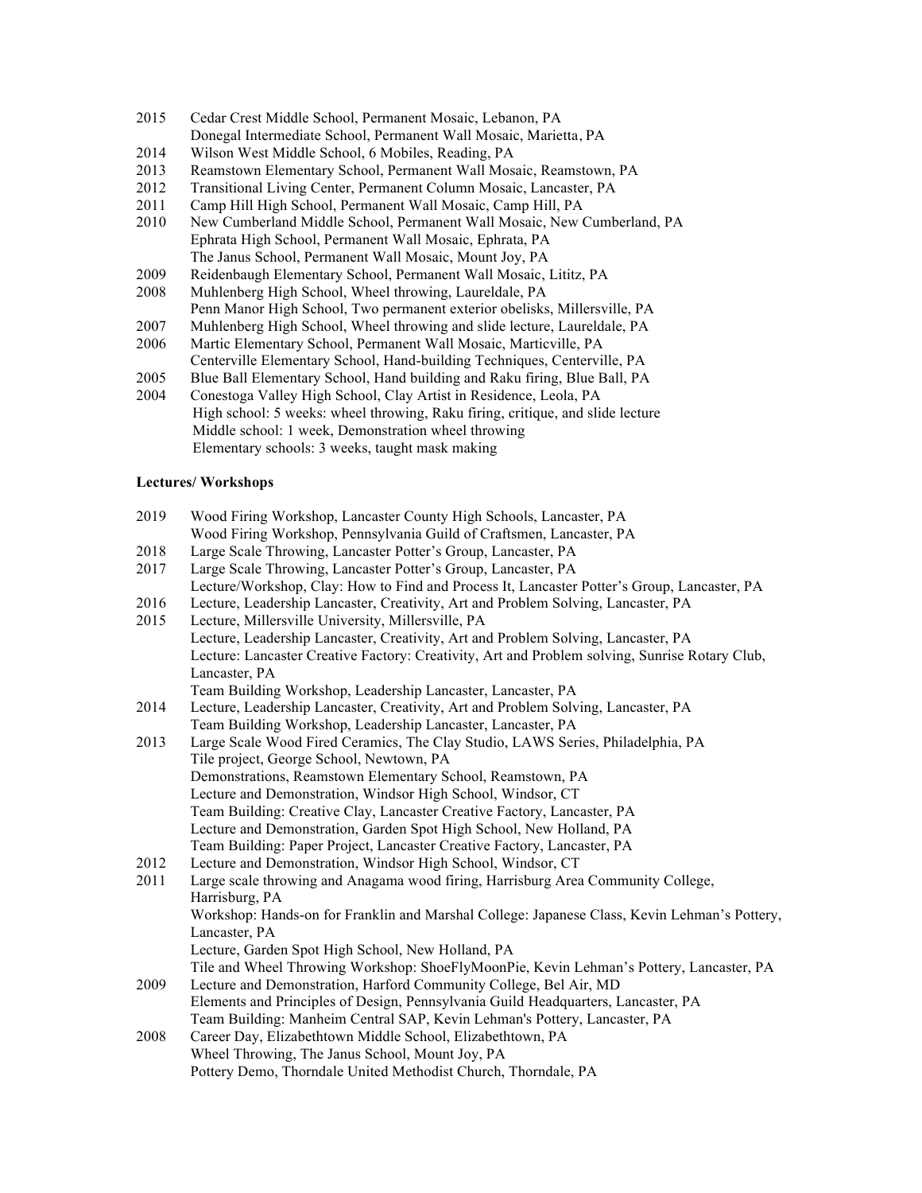2015 Cedar Crest Middle School, Permanent Mosaic, Lebanon, PA
Donegal Intermediate School, Permanent Wall Mosaic, Marietta, PA
2014 Wilson West Middle School, 6 Mobiles, Reading, PA
2013 Reamstown Elementary School, Permanent Wall Mosaic, Reamstown, PA
2012 Transitional Living Center, Permanent Column Mosaic, Lancaster, PA
2011 Camp Hill High School, Permanent Wall Mosaic, Camp Hill, PA
2010 New Cumberland Middle School, Permanent Wall Mosaic, New Cumberland, PA
Ephrata High School, Permanent Wall Mosaic, Ephrata, PA
The Janus School, Permanent Wall Mosaic, Mount Joy, PA
2009 Reidenbaugh Elementary School, Permanent Wall Mosaic, Lititz, PA
2008 Muhlenberg High School, Wheel throwing, Laureldale, PA
Penn Manor High School, Two permanent exterior obelisks, Millersville, PA
2007 Muhlenberg High School, Wheel throwing and slide lecture, Laureldale, PA
2006 Martic Elementary School, Permanent Wall Mosaic, Marticville, PA
Centerville Elementary School, Hand-building Techniques, Centerville, PA
2005 Blue Ball Elementary School, Hand building and Raku firing, Blue Ball, PA
2004 Conestoga Valley High School, Clay Artist in Residence, Leola, PA
High school: 5 weeks: wheel throwing, Raku firing, critique, and slide lecture
Middle school: 1 week, Demonstration wheel throwing
Elementary schools: 3 weeks, taught mask making

**Lectures/ Workshops**

2019 Wood Firing Workshop, Lancaster County High Schools, Lancaster, PA
Wood Firing Workshop, Pennsylvania Guild of Craftsmen, Lancaster, PA
2018 Large Scale Throwing, Lancaster Potter's Group, Lancaster, PA
2017 Large Scale Throwing, Lancaster Potter's Group, Lancaster, PA
Lecture/Workshop, Clay: How to Find and Process It, Lancaster Potter's Group, Lancaster, PA
2016 Lecture, Leadership Lancaster, Creativity, Art and Problem Solving, Lancaster, PA
2015 Lecture, Millersville University, Millersville, PA
Lecture, Leadership Lancaster, Creativity, Art and Problem Solving, Lancaster, PA
Lecture: Lancaster Creative Factory: Creativity, Art and Problem solving, Sunrise Rotary Club, Lancaster, PA
Team Building Workshop, Leadership Lancaster, Lancaster, PA
2014 Lecture, Leadership Lancaster, Creativity, Art and Problem Solving, Lancaster, PA
Team Building Workshop, Leadership Lancaster, Lancaster, PA
2013 Large Scale Wood Fired Ceramics, The Clay Studio, LAWS Series, Philadelphia, PA
Tile project, George School, Newtown, PA
Demonstrations, Reamstown Elementary School, Reamstown, PA
Lecture and Demonstration, Windsor High School, Windsor, CT
Team Building: Creative Clay, Lancaster Creative Factory, Lancaster, PA
Lecture and Demonstration, Garden Spot High School, New Holland, PA
Team Building: Paper Project, Lancaster Creative Factory, Lancaster, PA
2012 Lecture and Demonstration, Windsor High School, Windsor, CT
2011 Large scale throwing and Anagama wood firing, Harrisburg Area Community College, Harrisburg, PA
Workshop: Hands-on for Franklin and Marshal College: Japanese Class, Kevin Lehman's Pottery, Lancaster, PA
Lecture, Garden Spot High School, New Holland, PA
Tile and Wheel Throwing Workshop: ShoeFlyMoonPie, Kevin Lehman's Pottery, Lancaster, PA
2009 Lecture and Demonstration, Harford Community College, Bel Air, MD
Elements and Principles of Design, Pennsylvania Guild Headquarters, Lancaster, PA
Team Building: Manheim Central SAP, Kevin Lehman's Pottery, Lancaster, PA
2008 Career Day, Elizabethtown Middle School, Elizabethtown, PA
Wheel Throwing, The Janus School, Mount Joy, PA
Pottery Demo, Thorndale United Methodist Church, Thorndale, PA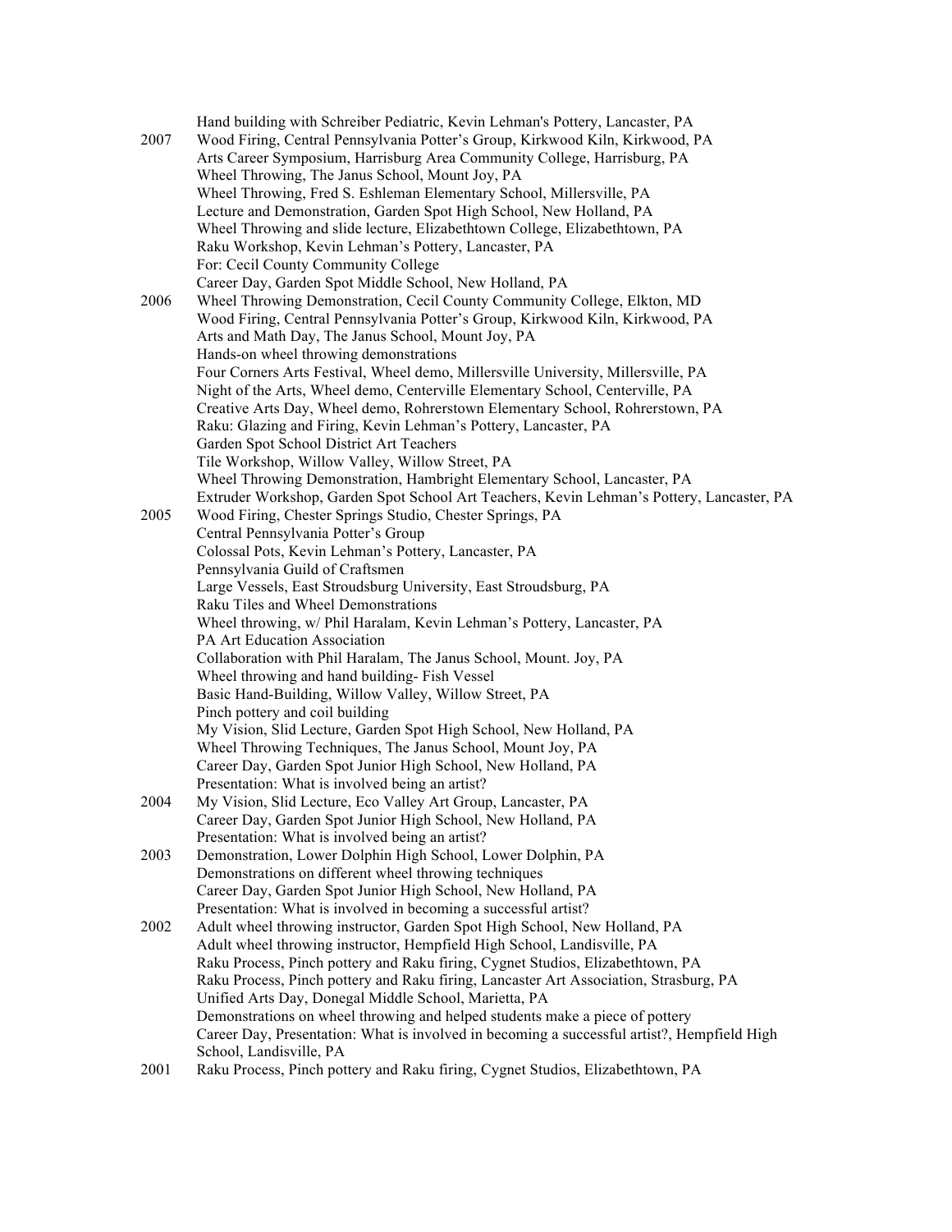| | |
|---|---|
| | Hand building with Schreiber Pediatric, Kevin Lehman's Pottery, Lancaster, PA |
| 2007 | Wood Firing, Central Pennsylvania Potter's Group, Kirkwood Kiln, Kirkwood, PA |
| | Arts Career Symposium, Harrisburg Area Community College, Harrisburg, PA |
| | Wheel Throwing, The Janus School, Mount Joy, PA |
| | Wheel Throwing, Fred S. Eshleman Elementary School, Millersville, PA |
| | Lecture and Demonstration, Garden Spot High School, New Holland, PA |
| | Wheel Throwing and slide lecture, Elizabethtown College, Elizabethtown, PA |
| | Raku Workshop, Kevin Lehman's Pottery, Lancaster, PA |
| | For: Cecil County Community College |
| | Career Day, Garden Spot Middle School, New Holland, PA |
| 2006 | Wheel Throwing Demonstration, Cecil County Community College, Elkton, MD |
| | Wood Firing, Central Pennsylvania Potter's Group, Kirkwood Kiln, Kirkwood, PA |
| | Arts and Math Day, The Janus School, Mount Joy, PA |
| | Hands-on wheel throwing demonstrations |
| | Four Corners Arts Festival, Wheel demo, Millersville University, Millersville, PA |
| | Night of the Arts, Wheel demo, Centerville Elementary School, Centerville, PA |
| | Creative Arts Day, Wheel demo, Rohrerstown Elementary School, Rohrerstown, PA |
| | Raku: Glazing and Firing, Kevin Lehman's Pottery, Lancaster, PA |
| | Garden Spot School District Art Teachers |
| | Tile Workshop, Willow Valley, Willow Street, PA |
| | Wheel Throwing Demonstration, Hambright Elementary School, Lancaster, PA |
| | Extruder Workshop, Garden Spot School Art Teachers, Kevin Lehman's Pottery, Lancaster, PA |
| 2005 | Wood Firing, Chester Springs Studio, Chester Springs, PA |
| | Central Pennsylvania Potter's Group |
| | Colossal Pots, Kevin Lehman's Pottery, Lancaster, PA |
| | Pennsylvania Guild of Craftsmen |
| | Large Vessels, East Stroudsburg University, East Stroudsburg, PA |
| | Raku Tiles and Wheel Demonstrations |
| | Wheel throwing, w/ Phil Haralam, Kevin Lehman's Pottery, Lancaster, PA |
| | PA Art Education Association |
| | Collaboration with Phil Haralam, The Janus School, Mount. Joy, PA |
| | Wheel throwing and hand building- Fish Vessel |
| | Basic Hand-Building, Willow Valley, Willow Street, PA |
| | Pinch pottery and coil building |
| | My Vision, Slid Lecture, Garden Spot High School, New Holland, PA |
| | Wheel Throwing Techniques, The Janus School, Mount Joy, PA |
| | Career Day, Garden Spot Junior High School, New Holland, PA |
| | Presentation: What is involved being an artist? |
| 2004 | My Vision, Slid Lecture, Eco Valley Art Group, Lancaster, PA |
| | Career Day, Garden Spot Junior High School, New Holland, PA |
| | Presentation: What is involved being an artist? |
| 2003 | Demonstration, Lower Dolphin High School, Lower Dolphin, PA |
| | Demonstrations on different wheel throwing techniques |
| | Career Day, Garden Spot Junior High School, New Holland, PA |
| | Presentation: What is involved in becoming a successful artist? |
| 2002 | Adult wheel throwing instructor, Garden Spot High School, New Holland, PA |
| | Adult wheel throwing instructor, Hempfield High School, Landisville, PA |
| | Raku Process, Pinch pottery and Raku firing, Cygnet Studios, Elizabethtown, PA |
| | Raku Process, Pinch pottery and Raku firing, Lancaster Art Association, Strasburg, PA |
| | Unified Arts Day, Donegal Middle School, Marietta, PA |
| | Demonstrations on wheel throwing and helped students make a piece of pottery |
| | Career Day, Presentation: What is involved in becoming a successful artist?, Hempfield High School, Landisville, PA |
| 2001 | Raku Process, Pinch pottery and Raku firing, Cygnet Studios, Elizabethtown, PA |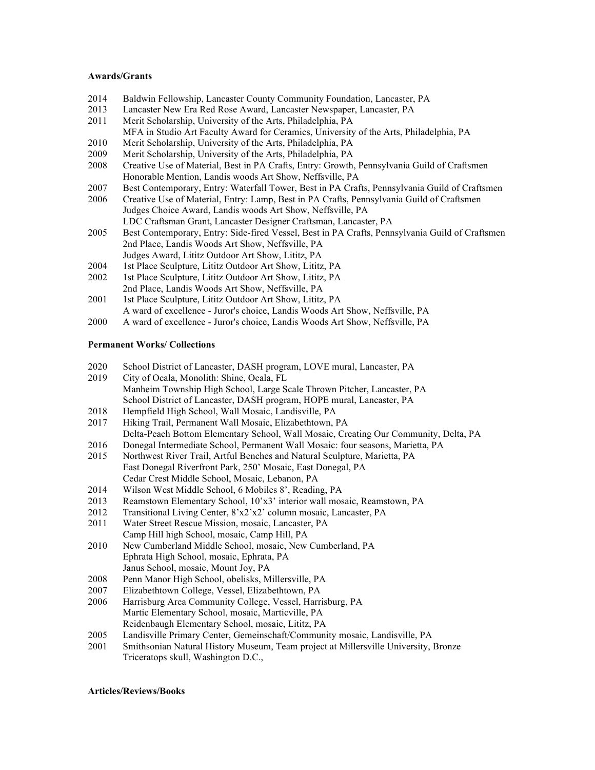**Awards/Grants**

2014 Baldwin Fellowship, Lancaster County Community Foundation, Lancaster, PA
2013 Lancaster New Era Red Rose Award, Lancaster Newspaper, Lancaster, PA
2011 Merit Scholarship, University of the Arts, Philadelphia, PA
MFA in Studio Art Faculty Award for Ceramics, University of the Arts, Philadelphia, PA
2010 Merit Scholarship, University of the Arts, Philadelphia, PA
2009 Merit Scholarship, University of the Arts, Philadelphia, PA
2008 Creative Use of Material, Best in PA Crafts, Entry: Growth, Pennsylvania Guild of Craftsmen
Honorable Mention, Landis woods Art Show, Neffsville, PA
2007 Best Contemporary, Entry: Waterfall Tower, Best in PA Crafts, Pennsylvania Guild of Craftsmen
2006 Creative Use of Material, Entry: Lamp, Best in PA Crafts, Pennsylvania Guild of Craftsmen
Judges Choice Award, Landis woods Art Show, Neffsville, PA
LDC Craftsman Grant, Lancaster Designer Craftsman, Lancaster, PA
2005 Best Contemporary, Entry: Side-fired Vessel, Best in PA Crafts, Pennsylvania Guild of Craftsmen
2nd Place, Landis Woods Art Show, Neffsville, PA
Judges Award, Lititz Outdoor Art Show, Lititz, PA
2004 1st Place Sculpture, Lititz Outdoor Art Show, Lititz, PA
2002 1st Place Sculpture, Lititz Outdoor Art Show, Lititz, PA
2nd Place, Landis Woods Art Show, Neffsville, PA
2001 1st Place Sculpture, Lititz Outdoor Art Show, Lititz, PA
A ward of excellence - Juror's choice, Landis Woods Art Show, Neffsville, PA
2000 A ward of excellence - Juror's choice, Landis Woods Art Show, Neffsville, PA

**Permanent Works/ Collections**

2020 School District of Lancaster, DASH program, LOVE mural, Lancaster, PA
2019 City of Ocala, Monolith: Shine, Ocala, FL
Manheim Township High School, Large Scale Thrown Pitcher, Lancaster, PA
School District of Lancaster, DASH program, HOPE mural, Lancaster, PA
2018 Hempfield High School, Wall Mosaic, Landisville, PA
2017 Hiking Trail, Permanent Wall Mosaic, Elizabethtown, PA
Delta-Peach Bottom Elementary School, Wall Mosaic, Creating Our Community, Delta, PA
2016 Donegal Intermediate School, Permanent Wall Mosaic: four seasons, Marietta, PA
2015 Northwest River Trail, Artful Benches and Natural Sculpture, Marietta, PA
East Donegal Riverfront Park, 250' Mosaic, East Donegal, PA
Cedar Crest Middle School, Mosaic, Lebanon, PA
2014 Wilson West Middle School, 6 Mobiles 8', Reading, PA
2013 Reamstown Elementary School, 10'x3' interior wall mosaic, Reamstown, PA
2012 Transitional Living Center, 8'x2'x2' column mosaic, Lancaster, PA
2011 Water Street Rescue Mission, mosaic, Lancaster, PA
Camp Hill high School, mosaic, Camp Hill, PA
2010 New Cumberland Middle School, mosaic, New Cumberland, PA
Ephrata High School, mosaic, Ephrata, PA
Janus School, mosaic, Mount Joy, PA
2008 Penn Manor High School, obelisks, Millersville, PA
2007 Elizabethtown College, Vessel, Elizabethtown, PA
2006 Harrisburg Area Community College, Vessel, Harrisburg, PA
Martic Elementary School, mosaic, Marticville, PA
Reidenbaugh Elementary School, mosaic, Lititz, PA
2005 Landisville Primary Center, Gemeinschaft/Community mosaic, Landisville, PA
2001 Smithsonian Natural History Museum, Team project at Millersville University, Bronze Triceratops skull, Washington D.C.,

**Articles/Reviews/Books**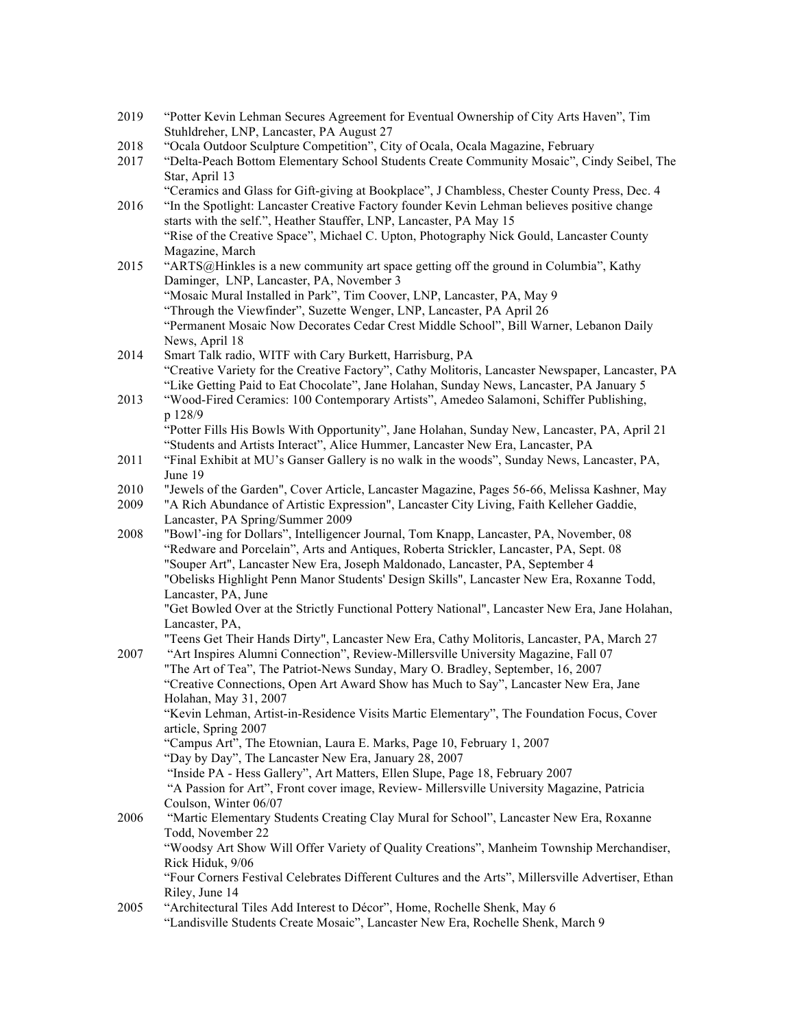2019 "Potter Kevin Lehman Secures Agreement for Eventual Ownership of City Arts Haven", Tim Stuhldreher, LNP, Lancaster, PA August 27

2018 "Ocala Outdoor Sculpture Competition", City of Ocala, Ocala Magazine, February

2017 "Delta-Peach Bottom Elementary School Students Create Community Mosaic", Cindy Seibel, The Star, April 13

"Ceramics and Glass for Gift-giving at Bookplace", J Chambless, Chester County Press, Dec. 4

2016 "In the Spotlight: Lancaster Creative Factory founder Kevin Lehman believes positive change starts with the self.", Heather Stauffer, LNP, Lancaster, PA May 15

"Rise of the Creative Space", Michael C. Upton, Photography Nick Gould, Lancaster County Magazine, March

2015 "ARTS@Hinkles is a new community art space getting off the ground in Columbia", Kathy Daminger, LNP, Lancaster, PA, November 3

"Mosaic Mural Installed in Park", Tim Coover, LNP, Lancaster, PA, May 9

"Through the Viewfinder", Suzette Wenger, LNP, Lancaster, PA April 26

"Permanent Mosaic Now Decorates Cedar Crest Middle School", Bill Warner, Lebanon Daily News, April 18

2014 Smart Talk radio, WITF with Cary Burkett, Harrisburg, PA

"Creative Variety for the Creative Factory", Cathy Molitoris, Lancaster Newspaper, Lancaster, PA

"Like Getting Paid to Eat Chocolate", Jane Holahan, Sunday News, Lancaster, PA January 5

2013 "Wood-Fired Ceramics: 100 Contemporary Artists", Amedeo Salamoni, Schiffer Publishing, p 128/9

"Potter Fills His Bowls With Opportunity", Jane Holahan, Sunday New, Lancaster, PA, April 21

"Students and Artists Interact", Alice Hummer, Lancaster New Era, Lancaster, PA

2011 "Final Exhibit at MU's Ganser Gallery is no walk in the woods", Sunday News, Lancaster, PA, June 19

2010 "Jewels of the Garden", Cover Article, Lancaster Magazine, Pages 56-66, Melissa Kashner, May

2009 "A Rich Abundance of Artistic Expression", Lancaster City Living, Faith Kelleher Gaddie, Lancaster, PA Spring/Summer 2009

2008 "Bowl'-ing for Dollars", Intelligencer Journal, Tom Knapp, Lancaster, PA, November, 08

"Redware and Porcelain", Arts and Antiques, Roberta Strickler, Lancaster, PA, Sept. 08

"Souper Art", Lancaster New Era, Joseph Maldonado, Lancaster, PA, September 4

"Obelisks Highlight Penn Manor Students' Design Skills", Lancaster New Era, Roxanne Todd, Lancaster, PA, June

"Get Bowled Over at the Strictly Functional Pottery National", Lancaster New Era, Jane Holahan, Lancaster, PA,

"Teens Get Their Hands Dirty", Lancaster New Era, Cathy Molitoris, Lancaster, PA, March 27

2007 "Art Inspires Alumni Connection", Review-Millersville University Magazine, Fall 07

"The Art of Tea", The Patriot-News Sunday, Mary O. Bradley, September, 16, 2007

"Creative Connections, Open Art Award Show has Much to Say", Lancaster New Era, Jane Holahan, May 31, 2007

"Kevin Lehman, Artist-in-Residence Visits Martic Elementary", The Foundation Focus, Cover article, Spring 2007

"Campus Art", The Etownian, Laura E. Marks, Page 10, February 1, 2007

"Day by Day", The Lancaster New Era, January 28, 2007

"Inside PA - Hess Gallery", Art Matters, Ellen Slupe, Page 18, February 2007

"A Passion for Art", Front cover image, Review- Millersville University Magazine, Patricia Coulson, Winter 06/07

2006 "Martic Elementary Students Creating Clay Mural for School", Lancaster New Era, Roxanne Todd, November 22

"Woodsy Art Show Will Offer Variety of Quality Creations", Manheim Township Merchandiser, Rick Hiduk, 9/06

"Four Corners Festival Celebrates Different Cultures and the Arts", Millersville Advertiser, Ethan Riley, June 14

2005 "Architectural Tiles Add Interest to Décor", Home, Rochelle Shenk, May 6

"Landisville Students Create Mosaic", Lancaster New Era, Rochelle Shenk, March 9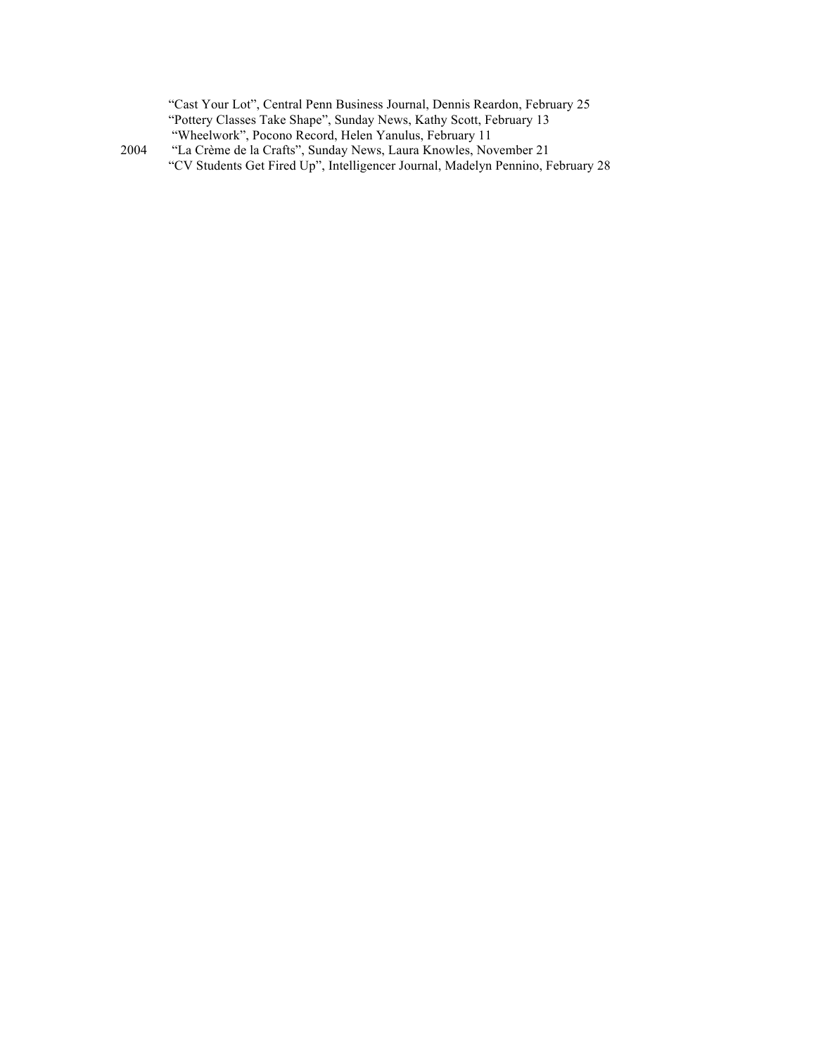"Cast Your Lot", Central Penn Business Journal, Dennis Reardon, February 25
"Pottery Classes Take Shape", Sunday News, Kathy Scott, February 13
"Wheelwork", Pocono Record, Helen Yanulus, February 11

2004 "La Crème de la Crafts", Sunday News, Laura Knowles, November 21
"CV Students Get Fired Up", Intelligencer Journal, Madelyn Pennino, February 28